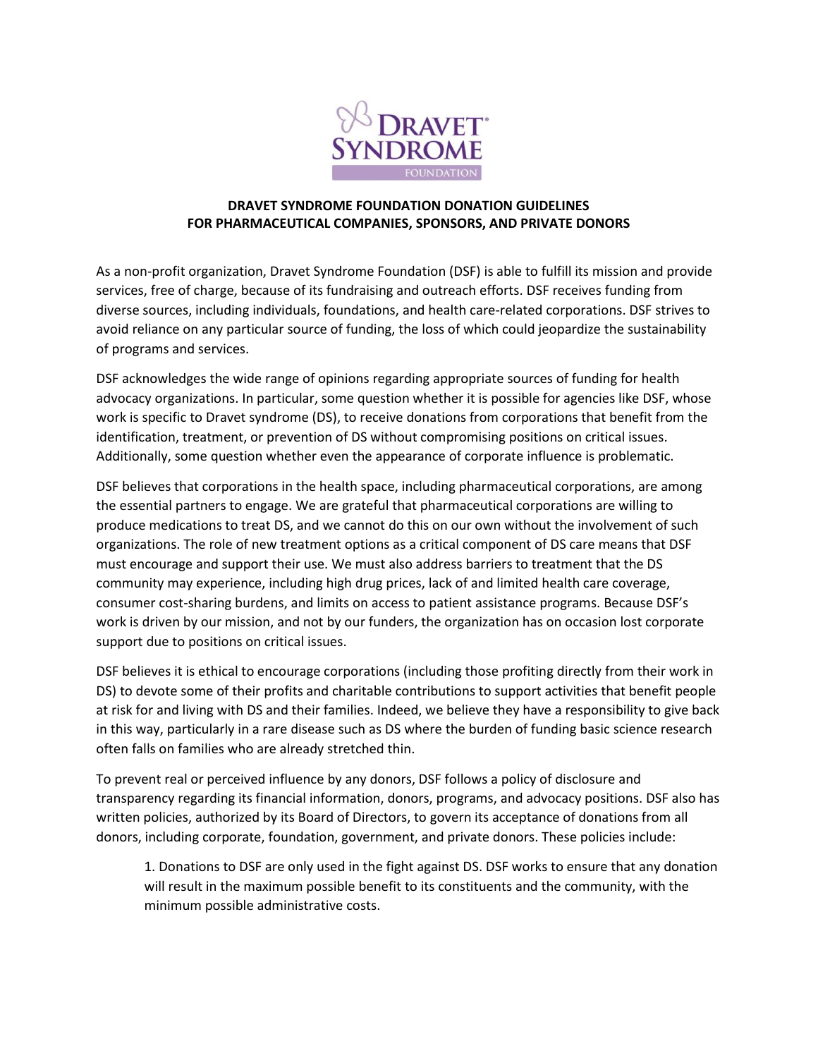# DRAVET SYNDROME FOUNDATION DONATION GUIDELINES FOR PHARMACEUTICAL COMPANIES, SPONSORS, AND PRIVATE DONORS

As a non-profit organization, Dravet Syndrome Foundation (DSF) is able to fulfill its mission and provide services, free of charge, because of its fundraising and outreach efforts. DSF receives funding from diverse sources, including individuals, foundations, and health care-related corporations. DSF strives to avoid reliance on any particular source of funding, the loss of which could jeopardize the sustainability of programs and services.

DSF acknowledges the wide range of opinions regarding appropriate sources of funding for health advocacy organizations. In particular, some question whether it is possible for agencies like DSF, whose work is specific to Dravet syndrome (DS), to receive donations from corporations that benefit from the identification, treatment, or prevention of DS without compromising positions on critical issues. Additionally, some question whether even the appearance of corporate influence is problematic.

DSF believes that corporations in the health space, including pharmaceutical corporations, are among the essential partners to engage. We are grateful that pharmaceutical corporations are willing to produce medications to treat DS, and we cannot do this on our own without the involvement of such organizations. The role of new treatment options as a critical component of DS care means that DSF must encourage and support their use. We must also address barriers to treatment that the DS community may experience, including high drug prices, lack of and limited health care coverage, consumer cost-sharing burdens, and limits on access to patient assistance programs. Because DSF's work is driven by our mission, and not by our funders, the organization has on occasion lost corporate support due to positions on critical issues.

DSF believes it is ethical to encourage corporations (including those profiting directly from their work in DS) to devote some of their profits and charitable contributions to support activities that benefit people at risk for and living with DS and their families. Indeed, we believe they have a responsibility to give back in this way, particularly in a rare disease such as DS where the burden of funding basic science research often falls on families who are already stretched thin.

To prevent real or perceived influence by any donors, DSF follows a policy of disclosure and transparency regarding its financial information, donors, programs, and advocacy positions. DSF also has written policies, authorized by its Board of Directors, to govern its acceptance of donations from all donors, including corporate, foundation, government, and private donors. These policies include:

1. Donations to DSF are only used in the fight against DS. DSF works to ensure that any donation will result in the maximum possible benefit to its constituents and the community, with the minimum possible administrative costs.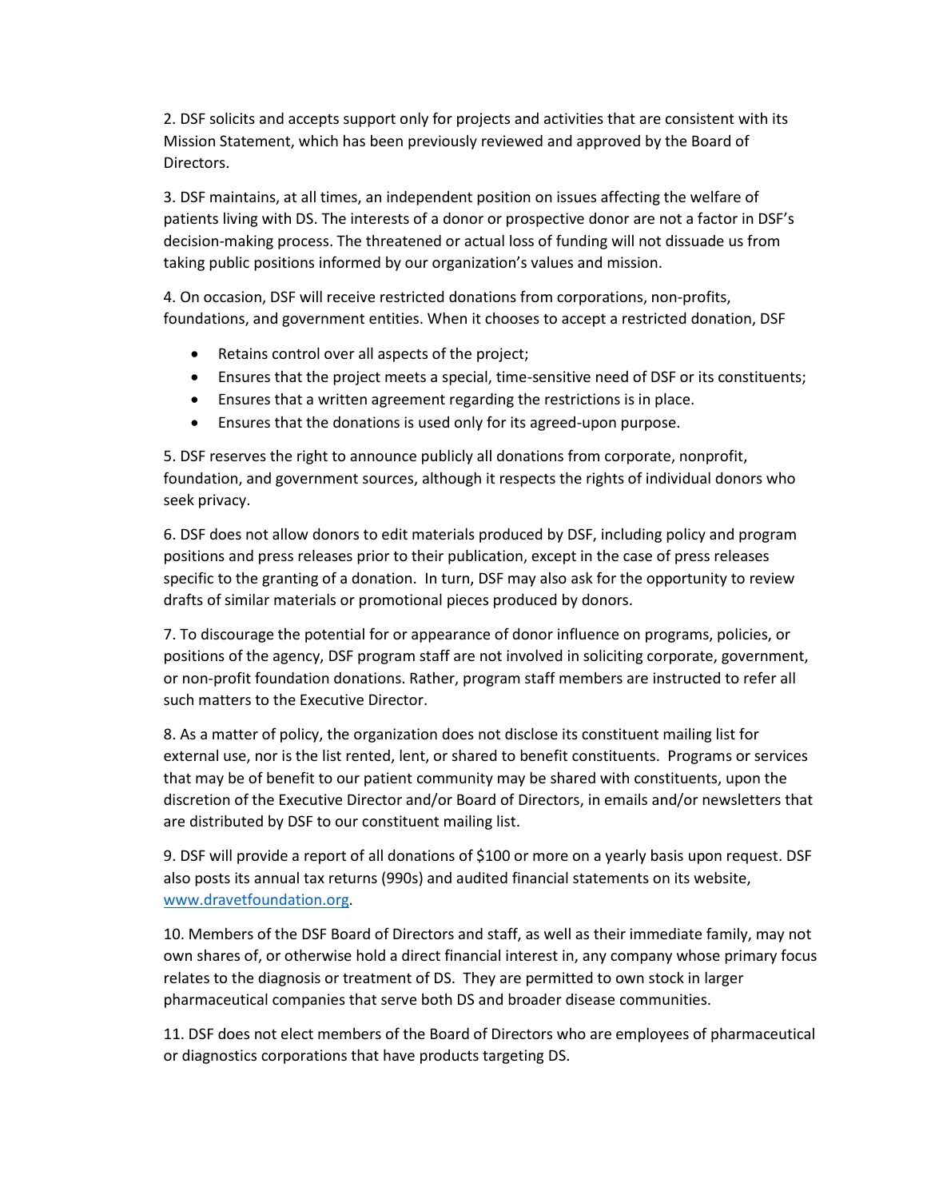2. DSF solicits and accepts support only for projects and activities that are consistent with its Mission Statement, which has been previously reviewed and approved by the Board of Directors.

3. DSF maintains, at all times, an independent position on issues affecting the welfare of patients living with DS. The interests of a donor or prospective donor are not a factor in DSF's decision-making process. The threatened or actual loss of funding will not dissuade us from taking public positions informed by our organization's values and mission.

4. On occasion, DSF will receive restricted donations from corporations, non-profits, foundations, and government entities. When it chooses to accept a restricted donation, DSF

- Retains control over all aspects of the project;
- Ensures that the project meets a special, time-sensitive need of DSF or its constituents;
- Ensures that a written agreement regarding the restrictions is in place.
- Ensures that the donations is used only for its agreed-upon purpose.

5. DSF reserves the right to announce publicly all donations from corporate, nonprofit, foundation, and government sources, although it respects the rights of individual donors who seek privacy.

6. DSF does not allow donors to edit materials produced by DSF, including policy and program positions and press releases prior to their publication, except in the case of press releases specific to the granting of a donation. In turn, DSF may also ask for the opportunity to review drafts of similar materials or promotional pieces produced by donors.

7. To discourage the potential for or appearance of donor influence on programs, policies, or positions of the agency, DSF program staff are not involved in soliciting corporate, government, or non-profit foundation donations. Rather, program staff members are instructed to refer all such matters to the Executive Director.

8. As a matter of policy, the organization does not disclose its constituent mailing list for external use, nor is the list rented, lent, or shared to benefit constituents. Programs or services that may be of benefit to our patient community may be shared with constituents, upon the discretion of the Executive Director and/or Board of Directors, in emails and/or newsletters that are distributed by DSF to our constituent mailing list.

9. DSF will provide a report of all donations of $100 or more on a yearly basis upon request. DSF also posts its annual tax returns (990s) and audited financial statements on its website, [www.dravetfoundation.org](http://www.dravetfoundation.org).

10. Members of the DSF Board of Directors and staff, as well as their immediate family, may not own shares of, or otherwise hold a direct financial interest in, any company whose primary focus relates to the diagnosis or treatment of DS. They are permitted to own stock in larger pharmaceutical companies that serve both DS and broader disease communities.

11. DSF does not elect members of the Board of Directors who are employees of pharmaceutical or diagnostics corporations that have products targeting DS.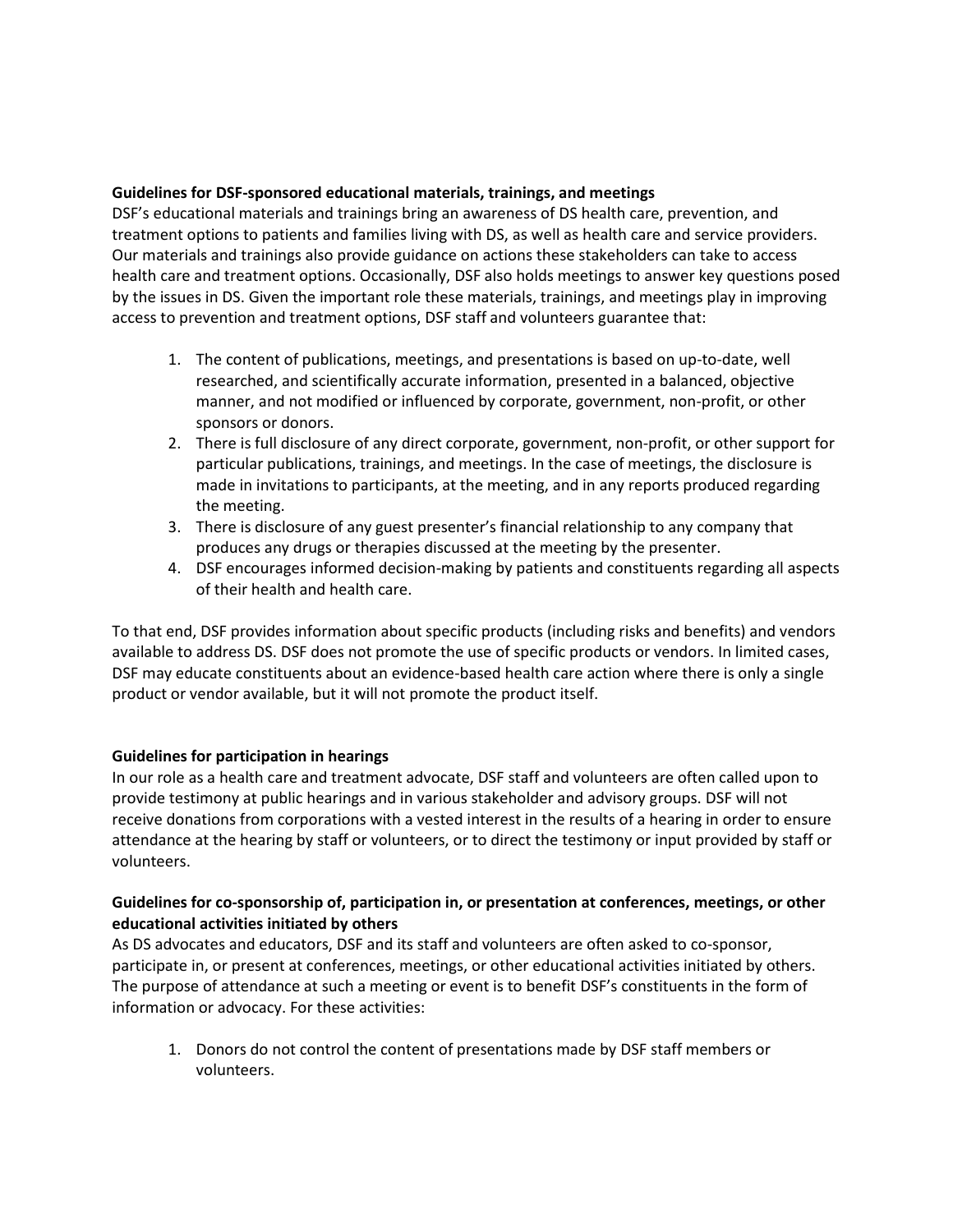**Guidelines for DSF-sponsored educational materials, trainings, and meetings**

DSF's educational materials and trainings bring an awareness of DS health care, prevention, and treatment options to patients and families living with DS, as well as health care and service providers. Our materials and trainings also provide guidance on actions these stakeholders can take to access health care and treatment options. Occasionally, DSF also holds meetings to answer key questions posed by the issues in DS. Given the important role these materials, trainings, and meetings play in improving access to prevention and treatment options, DSF staff and volunteers guarantee that:

1. The content of publications, meetings, and presentations is based on up-to-date, well researched, and scientifically accurate information, presented in a balanced, objective manner, and not modified or influenced by corporate, government, non-profit, or other sponsors or donors.
2. There is full disclosure of any direct corporate, government, non-profit, or other support for particular publications, trainings, and meetings. In the case of meetings, the disclosure is made in invitations to participants, at the meeting, and in any reports produced regarding the meeting.
3. There is disclosure of any guest presenter's financial relationship to any company that produces any drugs or therapies discussed at the meeting by the presenter.
4. DSF encourages informed decision-making by patients and constituents regarding all aspects of their health and health care.

To that end, DSF provides information about specific products (including risks and benefits) and vendors available to address DS. DSF does not promote the use of specific products or vendors. In limited cases, DSF may educate constituents about an evidence-based health care action where there is only a single product or vendor available, but it will not promote the product itself.

**Guidelines for participation in hearings**

In our role as a health care and treatment advocate, DSF staff and volunteers are often called upon to provide testimony at public hearings and in various stakeholder and advisory groups. DSF will not receive donations from corporations with a vested interest in the results of a hearing in order to ensure attendance at the hearing by staff or volunteers, or to direct the testimony or input provided by staff or volunteers.

**Guidelines for co-sponsorship of, participation in, or presentation at conferences, meetings, or other educational activities initiated by others**

As DS advocates and educators, DSF and its staff and volunteers are often asked to co-sponsor, participate in, or present at conferences, meetings, or other educational activities initiated by others. The purpose of attendance at such a meeting or event is to benefit DSF's constituents in the form of information or advocacy. For these activities:

1. Donors do not control the content of presentations made by DSF staff members or volunteers.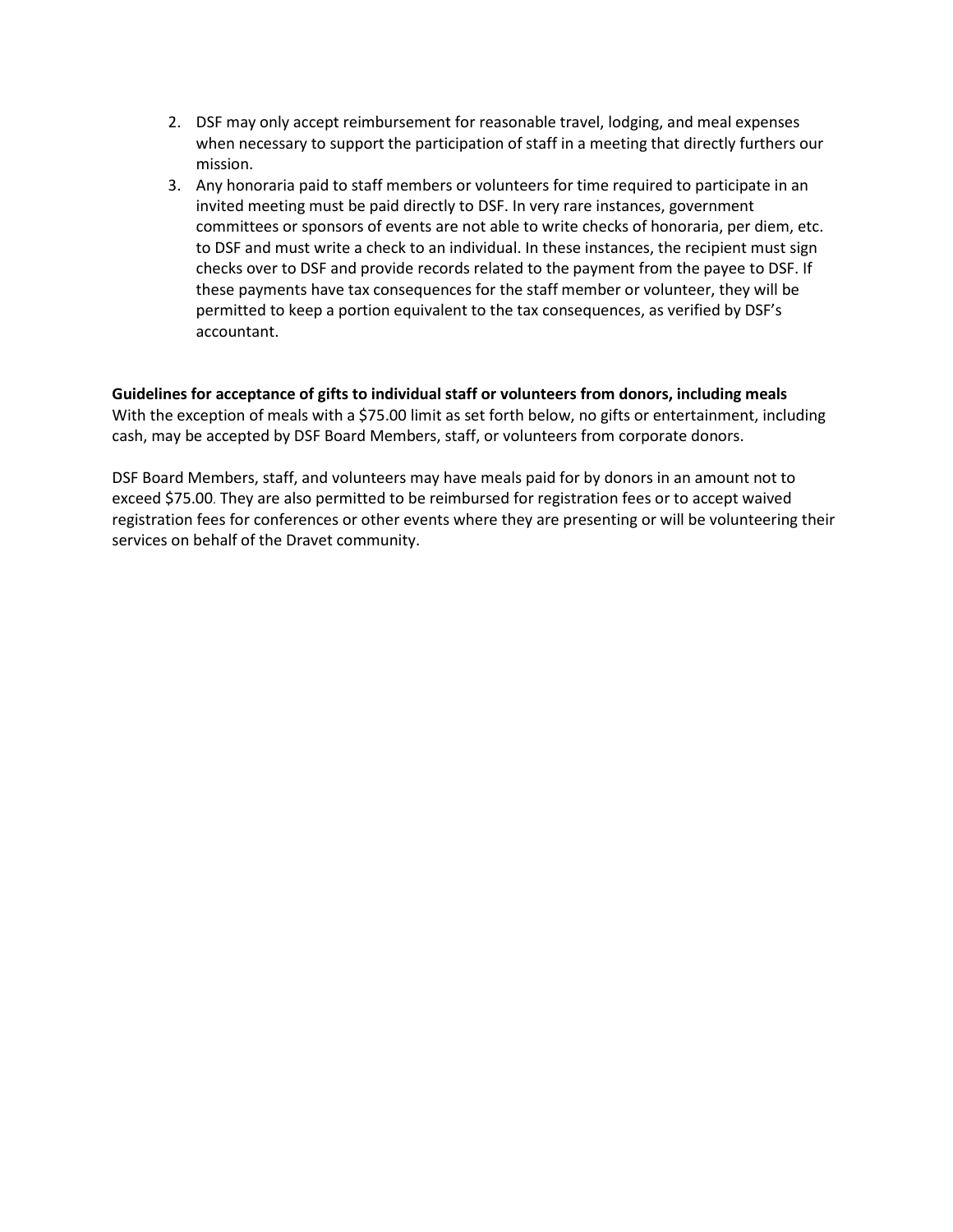2. DSF may only accept reimbursement for reasonable travel, lodging, and meal expenses when necessary to support the participation of staff in a meeting that directly furthers our mission.
3. Any honoraria paid to staff members or volunteers for time required to participate in an invited meeting must be paid directly to DSF. In very rare instances, government committees or sponsors of events are not able to write checks of honoraria, per diem, etc. to DSF and must write a check to an individual. In these instances, the recipient must sign checks over to DSF and provide records related to the payment from the payee to DSF. If these payments have tax consequences for the staff member or volunteer, they will be permitted to keep a portion equivalent to the tax consequences, as verified by DSF's accountant.

**Guidelines for acceptance of gifts to individual staff or volunteers from donors, including meals**

With the exception of meals with a $75.00 limit as set forth below, no gifts or entertainment, including cash, may be accepted by DSF Board Members, staff, or volunteers from corporate donors.

DSF Board Members, staff, and volunteers may have meals paid for by donors in an amount not to exceed $75.00. They are also permitted to be reimbursed for registration fees or to accept waived registration fees for conferences or other events where they are presenting or will be volunteering their services on behalf of the Dravet community.